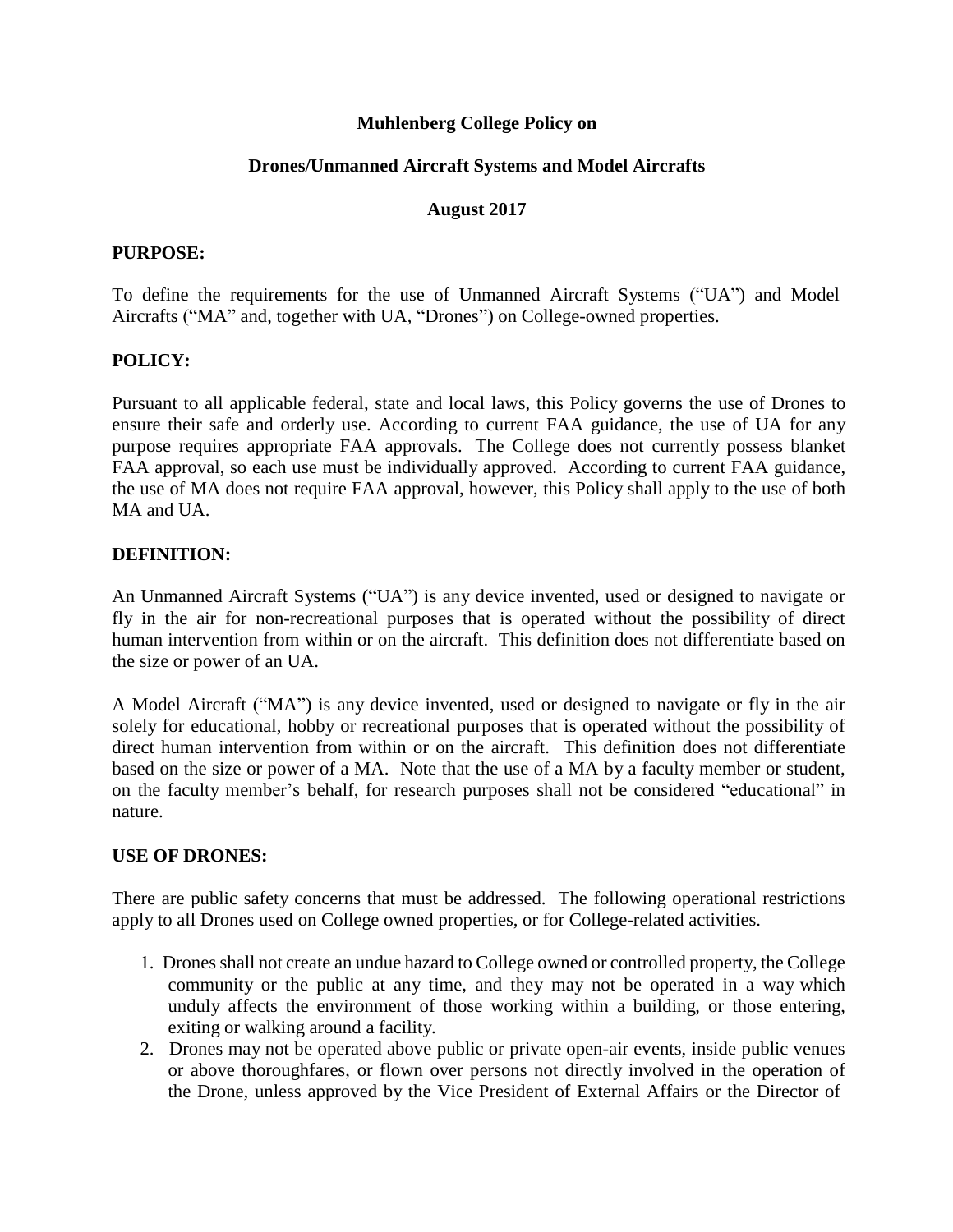**Muhlenberg College Policy on**

**Drones/Unmanned Aircraft Systems and Model Aircrafts**

**August 2017**

## PURPOSE:

To define the requirements for the use of Unmanned Aircraft Systems ("UA") and Model Aircrafts ("MA" and, together with UA, "Drones") on College-owned properties.

## POLICY:

Pursuant to all applicable federal, state and local laws, this Policy governs the use of Drones to ensure their safe and orderly use. According to current FAA guidance, the use of UA for any purpose requires appropriate FAA approvals. The College does not currently possess blanket FAA approval, so each use must be individually approved. According to current FAA guidance, the use of MA does not require FAA approval, however, this Policy shall apply to the use of both MA and UA.

## DEFINITION:

An Unmanned Aircraft Systems ("UA") is any device invented, used or designed to navigate or fly in the air for non-recreational purposes that is operated without the possibility of direct human intervention from within or on the aircraft. This definition does not differentiate based on the size or power of an UA.

A Model Aircraft ("MA") is any device invented, used or designed to navigate or fly in the air solely for educational, hobby or recreational purposes that is operated without the possibility of direct human intervention from within or on the aircraft. This definition does not differentiate based on the size or power of a MA. Note that the use of a MA by a faculty member or student, on the faculty member's behalf, for research purposes shall not be considered "educational" in nature.

## USE OF DRONES:

There are public safety concerns that must be addressed. The following operational restrictions apply to all Drones used on College owned properties, or for College-related activities.

1. Drones shall not create an undue hazard to College owned or controlled property, the College community or the public at any time, and they may not be operated in a way which unduly affects the environment of those working within a building, or those entering, exiting or walking around a facility.
2. Drones may not be operated above public or private open-air events, inside public venues or above thoroughfares, or flown over persons not directly involved in the operation of the Drone, unless approved by the Vice President of External Affairs or the Director of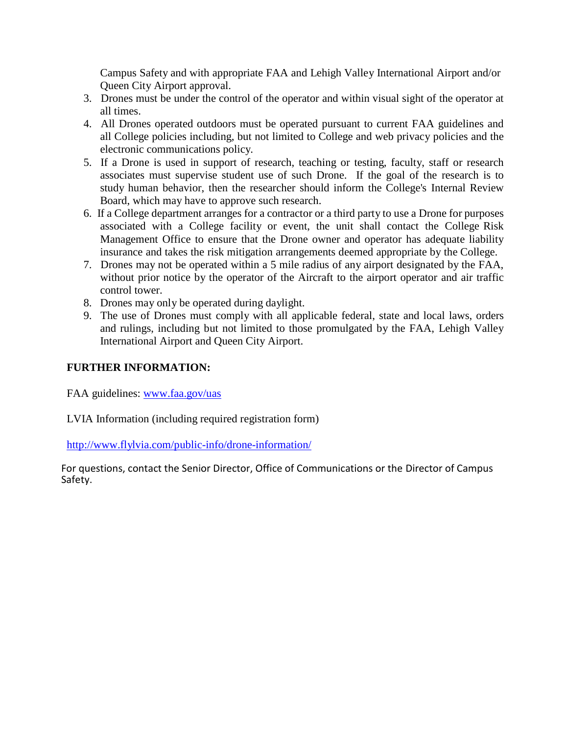Campus Safety and with appropriate FAA and Lehigh Valley International Airport and/or Queen City Airport approval.

3. Drones must be under the control of the operator and within visual sight of the operator at all times.
4. All Drones operated outdoors must be operated pursuant to current FAA guidelines and all College policies including, but not limited to College and web privacy policies and the electronic communications policy.
5. If a Drone is used in support of research, teaching or testing, faculty, staff or research associates must supervise student use of such Drone. If the goal of the research is to study human behavior, then the researcher should inform the College's Internal Review Board, which may have to approve such research.
6. If a College department arranges for a contractor or a third party to use a Drone for purposes associated with a College facility or event, the unit shall contact the College Risk Management Office to ensure that the Drone owner and operator has adequate liability insurance and takes the risk mitigation arrangements deemed appropriate by the College.
7. Drones may not be operated within a 5 mile radius of any airport designated by the FAA, without prior notice by the operator of the Aircraft to the airport operator and air traffic control tower.
8. Drones may only be operated during daylight.
9. The use of Drones must comply with all applicable federal, state and local laws, orders and rulings, including but not limited to those promulgated by the FAA, Lehigh Valley International Airport and Queen City Airport.

**FURTHER INFORMATION:**

FAA guidelines: [www.faa.gov/uas](http://www.faa.gov/uas)

LVIA Information (including required registration form)

[http://www.flylvia.com/public-info/drone-information/](http://www.flylvia.com/public-info/drone-information/)

For questions, contact the Senior Director, Office of Communications or the Director of Campus Safety.